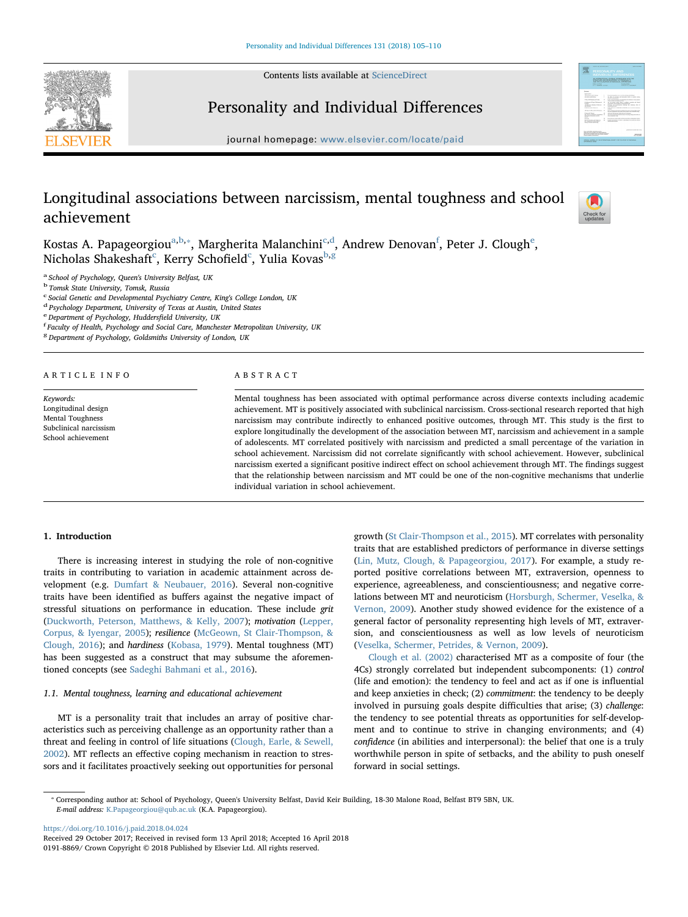# Longitudinal associations between narcissism, mental toughness and school achievement

Kostas A. Papageorgiou[a,b,*], Margherita Malanchini[c,d], Andrew Denovan[f], Peter J. Clough[e], Nicholas Shakeshaft[c], Kerry Schofield[c], Yulia Kovas[b,g]

[a] School of Psychology, Queen's University Belfast, UK
[b] Tomsk State University, Tomsk, Russia
[c] Social Genetic and Developmental Psychiatry Centre, King's College London, UK
[d] Psychology Department, University of Texas at Austin, United States
[e] Department of Psychology, Huddersfield University, UK
[f] Faculty of Health, Psychology and Social Care, Manchester Metropolitan University, UK
[g] Department of Psychology, Goldsmiths University of London, UK

## ARTICLE INFO

*Keywords:*
Longitudinal design
Mental Toughness
Subclinical narcissism
School achievement

## ABSTRACT

Mental toughness has been associated with optimal performance across diverse contexts including academic achievement. MT is positively associated with subclinical narcissism. Cross-sectional research reported that high narcissism may contribute indirectly to enhanced positive outcomes, through MT. This study is the first to explore longitudinally the development of the association between MT, narcissism and achievement in a sample of adolescents. MT correlated positively with narcissism and predicted a small percentage of the variation in school achievement. Narcissism did not correlate significantly with school achievement. However, subclinical narcissism exerted a significant positive indirect effect on school achievement through MT. The findings suggest that the relationship between narcissism and MT could be one of the non-cognitive mechanisms that underlie individual variation in school achievement.

## 1. Introduction

There is increasing interest in studying the role of non-cognitive traits in contributing to variation in academic attainment across development (e.g. Dumfart & Neubauer, 2016). Several non-cognitive traits have been identified as buffers against the negative impact of stressful situations on performance in education. These include *grit* (Duckworth, Peterson, Matthews, & Kelly, 2007); *motivation* (Lepper, Corpus, & Iyengar, 2005); *resilience* (McGeown, St Clair-Thompson, & Clough, 2016); and *hardiness* (Kobasa, 1979). Mental toughness (MT) has been suggested as a construct that may subsume the aforementioned concepts (see Sadeghi Bahmani et al., 2016).

### 1.1. Mental toughness, learning and educational achievement

MT is a personality trait that includes an array of positive characteristics such as perceiving challenge as an opportunity rather than a threat and feeling in control of life situations (Clough, Earle, & Sewell, 2002). MT reflects an effective coping mechanism in reaction to stressors and it facilitates proactively seeking out opportunities for personal growth (St Clair-Thompson et al., 2015). MT correlates with personality traits that are established predictors of performance in diverse settings (Lin, Mutz, Clough, & Papageorgiou, 2017). For example, a study reported positive correlations between MT, extraversion, openness to experience, agreeableness, and conscientiousness; and negative correlations between MT and neuroticism (Horsburgh, Schermer, Veselka, & Vernon, 2009). Another study showed evidence for the existence of a general factor of personality representing high levels of MT, extraversion, and conscientiousness as well as low levels of neuroticism (Veselka, Schermer, Petrides, & Vernon, 2009).

Clough et al. (2002) characterised MT as a composite of four (the 4Cs) strongly correlated but independent subcomponents: (1) *control* (life and emotion): the tendency to feel and act as if one is influential and keep anxieties in check; (2) *commitment*: the tendency to be deeply involved in pursuing goals despite difficulties that arise; (3) *challenge*: the tendency to see potential threats as opportunities for self-development and to continue to strive in changing environments; and (4) *confidence* (in abilities and interpersonal): the belief that one is a truly worthwhile person in spite of setbacks, and the ability to push oneself forward in social settings.

* Corresponding author at: School of Psychology, Queen's University Belfast, David Keir Building, 18-30 Malone Road, Belfast BT9 5BN, UK.
*E-mail address:* K.Papageorgiou@qub.ac.uk (K.A. Papageorgiou).

https://doi.org/10.1016/j.paid.2018.04.024
Received 29 October 2017; Received in revised form 13 April 2018; Accepted 16 April 2018
0191-8869/ Crown Copyright © 2018 Published by Elsevier Ltd. All rights reserved.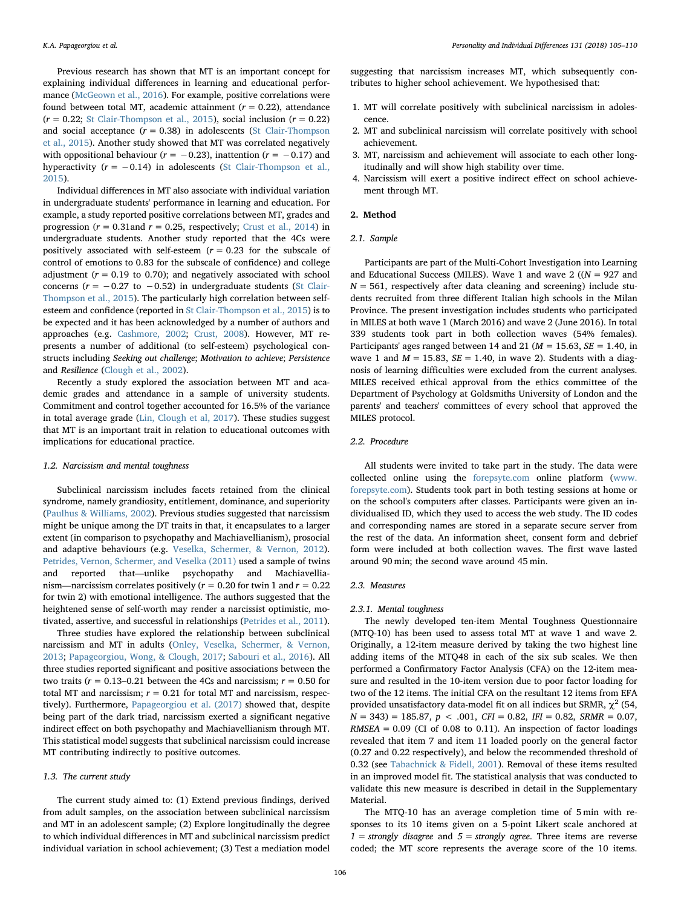Previous research has shown that MT is an important concept for explaining individual differences in learning and educational performance (McGeown et al., 2016). For example, positive correlations were found between total MT, academic attainment ($r = 0.22$), attendance ($r = 0.22$; St Clair-Thompson et al., 2015), social inclusion ($r = 0.22$) and social acceptance ($r = 0.38$) in adolescents (St Clair-Thompson et al., 2015). Another study showed that MT was correlated negatively with oppositional behaviour ($r = -0.23$), inattention ($r = -0.17$) and hyperactivity ($r = -0.14$) in adolescents (St Clair-Thompson et al., 2015).

Individual differences in MT also associate with individual variation in undergraduate students' performance in learning and education. For example, a study reported positive correlations between MT, grades and progression ($r = 0.31$and $r = 0.25$, respectively; Crust et al., 2014) in undergraduate students. Another study reported that the 4Cs were positively associated with self-esteem ($r = 0.23$ for the subscale of control of emotions to 0.83 for the subscale of confidence) and college adjustment ($r = 0.19$ to 0.70); and negatively associated with school concerns ($r = -0.27$ to $-0.52$) in undergraduate students (St Clair-Thompson et al., 2015). The particularly high correlation between self-esteem and confidence (reported in St Clair-Thompson et al., 2015) is to be expected and it has been acknowledged by a number of authors and approaches (e.g. Cashmore, 2002; Crust, 2008). However, MT represents a number of additional (to self-esteem) psychological constructs including *Seeking out challenge*; *Motivation to achieve*; *Persistence* and *Resilience* (Clough et al., 2002).

Recently a study explored the association between MT and academic grades and attendance in a sample of university students. Commitment and control together accounted for 16.5% of the variance in total average grade (Lin, Clough et al, 2017). These studies suggest that MT is an important trait in relation to educational outcomes with implications for educational practice.

### 1.2. Narcissism and mental toughness

Subclinical narcissism includes facets retained from the clinical syndrome, namely grandiosity, entitlement, dominance, and superiority (Paulhus & Williams, 2002). Previous studies suggested that narcissism might be unique among the DT traits in that, it encapsulates to a larger extent (in comparison to psychopathy and Machiavellianism), prosocial and adaptive behaviours (e.g. Veselka, Schermer, & Vernon, 2012). Petrides, Vernon, Schermer, and Veselka (2011) used a sample of twins and reported that—unlike psychopathy and Machiavellianism—narcissism correlates positively ($r = 0.20$ for twin 1 and $r = 0.22$ for twin 2) with emotional intelligence. The authors suggested that the heightened sense of self-worth may render a narcissist optimistic, motivated, assertive, and successful in relationships (Petrides et al., 2011).

Three studies have explored the relationship between subclinical narcissism and MT in adults (Onley, Veselka, Schermer, & Vernon, 2013; Papageorgiou, Wong, & Clough, 2017; Sabouri et al., 2016). All three studies reported significant and positive associations between the two traits ($r = 0.13$–$0.21$ between the 4Cs and narcissism; $r = 0.50$ for total MT and narcissism; $r = 0.21$ for total MT and narcissism, respectively). Furthermore, Papageorgiou et al. (2017) showed that, despite being part of the dark triad, narcissism exerted a significant negative indirect effect on both psychopathy and Machiavellianism through MT. This statistical model suggests that subclinical narcissism could increase MT contributing indirectly to positive outcomes.

### 1.3. The current study

The current study aimed to: (1) Extend previous findings, derived from adult samples, on the association between subclinical narcissism and MT in an adolescent sample; (2) Explore longitudinally the degree to which individual differences in MT and subclinical narcissism predict individual variation in school achievement; (3) Test a mediation model suggesting that narcissism increases MT, which subsequently contributes to higher school achievement. We hypothesised that:

1. MT will correlate positively with subclinical narcissism in adolescence.
2. MT and subclinical narcissism will correlate positively with school achievement.
3. MT, narcissism and achievement will associate to each other longitudinally and will show high stability over time.
4. Narcissism will exert a positive indirect effect on school achievement through MT.

## 2. Method

### 2.1. Sample

Participants are part of the Multi-Cohort Investigation into Learning and Educational Success (MILES). Wave 1 and wave 2 (($N = 927$ and $N = 561$, respectively after data cleaning and screening) include students recruited from three different Italian high schools in the Milan Province. The present investigation includes students who participated in MILES at both wave 1 (March 2016) and wave 2 (June 2016). In total 339 students took part in both collection waves (54% females). Participants' ages ranged between 14 and 21 ($M = 15.63$, $SE = 1.40$, in wave 1 and $M = 15.83$, $SE = 1.40$, in wave 2). Students with a diagnosis of learning difficulties were excluded from the current analyses. MILES received ethical approval from the ethics committee of the Department of Psychology at Goldsmiths University of London and the parents' and teachers' committees of every school that approved the MILES protocol.

### 2.2. Procedure

All students were invited to take part in the study. The data were collected online using the forepsyte.com online platform (www.forepsyte.com). Students took part in both testing sessions at home or on the school's computers after classes. Participants were given an individualised ID, which they used to access the web study. The ID codes and corresponding names are stored in a separate secure server from the rest of the data. An information sheet, consent form and debrief form were included at both collection waves. The first wave lasted around 90 min; the second wave around 45 min.

### 2.3. Measures

#### 2.3.1. Mental toughness

The newly developed ten-item Mental Toughness Questionnaire (MTQ-10) has been used to assess total MT at wave 1 and wave 2. Originally, a 12-item measure derived by taking the two highest line adding items of the MTQ48 in each of the six sub scales. We then performed a Confirmatory Factor Analysis (CFA) on the 12-item measure and resulted in the 10-item version due to poor factor loading for two of the 12 items. The initial CFA on the resultant 12 items from EFA provided unsatisfactory data-model fit on all indices but SRMR, $\chi^2$ (54, $N = 343$) = 185.87, $p < .001$, *CFI* = 0.82, *IFI* = 0.82, *SRMR* = 0.07, *RMSEA* = 0.09 (CI of 0.08 to 0.11). An inspection of factor loadings revealed that item 7 and item 11 loaded poorly on the general factor (0.27 and 0.22 respectively), and below the recommended threshold of 0.32 (see Tabachnick & Fidell, 2001). Removal of these items resulted in an improved model fit. The statistical analysis that was conducted to validate this new measure is described in detail in the Supplementary Material.

The MTQ-10 has an average completion time of 5 min with responses to its 10 items given on a 5-point Likert scale anchored at *1 = strongly disagree* and *5 = strongly agree*. Three items are reverse coded; the MT score represents the average score of the 10 items.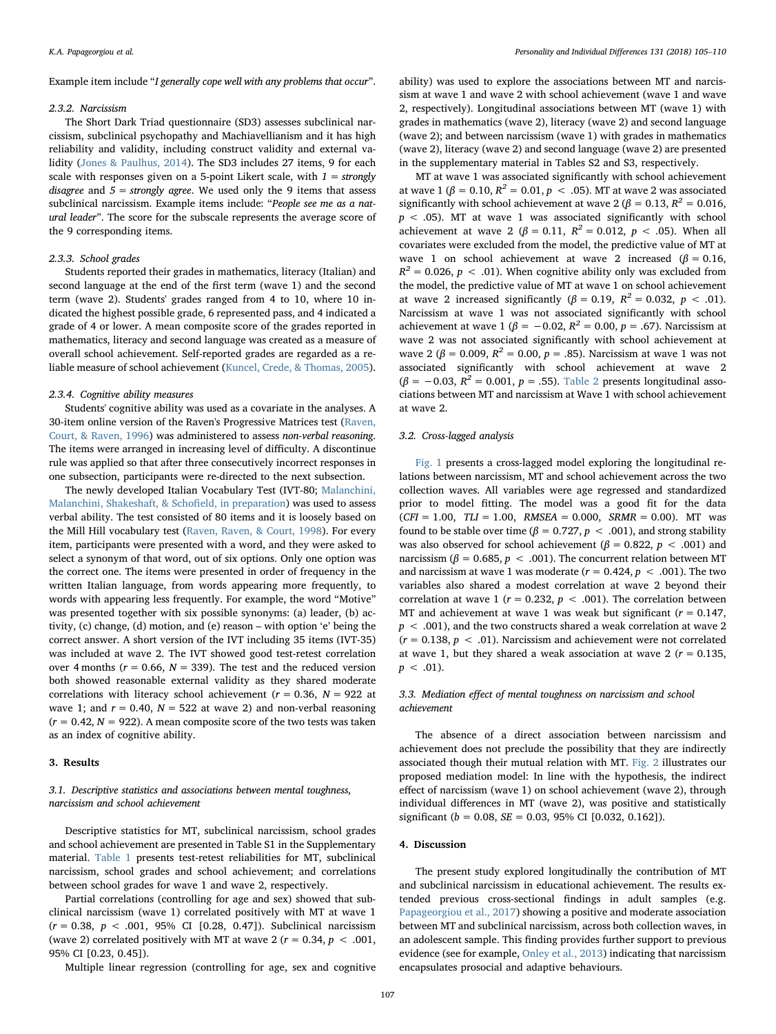Example item include "*I generally cope well with any problems that occur*".

### 2.3.2. Narcissism

The Short Dark Triad questionnaire (SD3) assesses subclinical narcissism, subclinical psychopathy and Machiavellianism and it has high reliability and validity, including construct validity and external validity (Jones & Paulhus, 2014). The SD3 includes 27 items, 9 for each scale with responses given on a 5-point Likert scale, with *1 = strongly disagree* and *5 = strongly agree*. We used only the 9 items that assess subclinical narcissism. Example items include: "*People see me as a natural leader*". The score for the subscale represents the average score of the 9 corresponding items.

### 2.3.3. School grades

Students reported their grades in mathematics, literacy (Italian) and second language at the end of the first term (wave 1) and the second term (wave 2). Students' grades ranged from 4 to 10, where 10 indicated the highest possible grade, 6 represented pass, and 4 indicated a grade of 4 or lower. A mean composite score of the grades reported in mathematics, literacy and second language was created as a measure of overall school achievement. Self-reported grades are regarded as a reliable measure of school achievement (Kuncel, Crede, & Thomas, 2005).

### 2.3.4. Cognitive ability measures

Students' cognitive ability was used as a covariate in the analyses. A 30-item online version of the Raven's Progressive Matrices test (Raven, Court, & Raven, 1996) was administered to assess *non-verbal reasoning*. The items were arranged in increasing level of difficulty. A discontinue rule was applied so that after three consecutively incorrect responses in one subsection, participants were re-directed to the next subsection.

The newly developed Italian Vocabulary Test (IVT-80; Malanchini, Malanchini, Shakeshaft, & Schofield, in preparation) was used to assess verbal ability. The test consisted of 80 items and it is loosely based on the Mill Hill vocabulary test (Raven, Raven, & Court, 1998). For every item, participants were presented with a word, and they were asked to select a synonym of that word, out of six options. Only one option was the correct one. The items were presented in order of frequency in the written Italian language, from words appearing more frequently, to words with appearing less frequently. For example, the word "Motive" was presented together with six possible synonyms: (a) leader, (b) activity, (c) change, (d) motion, and (e) reason – with option 'e' being the correct answer. A short version of the IVT including 35 items (IVT-35) was included at wave 2. The IVT showed good test-retest correlation over 4 months ($r = 0.66$, $N = 339$). The test and the reduced version both showed reasonable external validity as they shared moderate correlations with literacy school achievement ($r = 0.36$, $N = 922$ at wave 1; and $r = 0.40$, $N = 522$ at wave 2) and non-verbal reasoning ($r = 0.42$, $N = 922$). A mean composite score of the two tests was taken as an index of cognitive ability.

## 3. Results

### 3.1. Descriptive statistics and associations between mental toughness, narcissism and school achievement

Descriptive statistics for MT, subclinical narcissism, school grades and school achievement are presented in Table S1 in the Supplementary material. Table 1 presents test-retest reliabilities for MT, subclinical narcissism, school grades and school achievement; and correlations between school grades for wave 1 and wave 2, respectively.

Partial correlations (controlling for age and sex) showed that subclinical narcissism (wave 1) correlated positively with MT at wave 1 ($r = 0.38$, $p < .001$, 95% CI [0.28, 0.47]). Subclinical narcissism (wave 2) correlated positively with MT at wave 2 ($r = 0.34$, $p < .001$, 95% CI [0.23, 0.45]).

Multiple linear regression (controlling for age, sex and cognitive ability) was used to explore the associations between MT and narcissism at wave 1 and wave 2 with school achievement (wave 1 and wave 2, respectively). Longitudinal associations between MT (wave 1) with grades in mathematics (wave 2), literacy (wave 2) and second language (wave 2); and between narcissism (wave 1) with grades in mathematics (wave 2), literacy (wave 2) and second language (wave 2) are presented in the supplementary material in Tables S2 and S3, respectively.

MT at wave 1 was associated significantly with school achievement at wave 1 ($\beta = 0.10$, $R^2 = 0.01$, $p < .05$). MT at wave 2 was associated significantly with school achievement at wave 2 ($\beta = 0.13$, $R^2 = 0.016$, $p < .05$). MT at wave 1 was associated significantly with school achievement at wave 2 ($\beta = 0.11$, $R^2 = 0.012$, $p < .05$). When all covariates were excluded from the model, the predictive value of MT at wave 1 on school achievement at wave 2 increased ($\beta = 0.16$, $R^2 = 0.026$, $p < .01$). When cognitive ability only was excluded from the model, the predictive value of MT at wave 1 on school achievement at wave 2 increased significantly ($\beta = 0.19$, $R^2 = 0.032$, $p < .01$). Narcissism at wave 1 was not associated significantly with school achievement at wave 1 ($\beta = -0.02$, $R^2 = 0.00$, $p = .67$). Narcissism at wave 2 was not associated significantly with school achievement at wave 2 ($\beta = 0.009$, $R^2 = 0.00$, $p = .85$). Narcissism at wave 1 was not associated significantly with school achievement at wave 2 ($\beta = -0.03$, $R^2 = 0.001$, $p = .55$). Table 2 presents longitudinal associations between MT and narcissism at Wave 1 with school achievement at wave 2.

### 3.2. Cross-lagged analysis

Fig. 1 presents a cross-lagged model exploring the longitudinal relations between narcissism, MT and school achievement across the two collection waves. All variables were age regressed and standardized prior to model fitting. The model was a good fit for the data ($CFI = 1.00$, $TLI = 1.00$, $RMSEA = 0.000$, $SRMR = 0.00$). MT was found to be stable over time ($\beta = 0.727$, $p < .001$), and strong stability was also observed for school achievement ($\beta = 0.822$, $p < .001$) and narcissism ($\beta = 0.685$, $p < .001$). The concurrent relation between MT and narcissism at wave 1 was moderate ($r = 0.424$, $p < .001$). The two variables also shared a modest correlation at wave 2 beyond their correlation at wave 1 ($r = 0.232$, $p < .001$). The correlation between MT and achievement at wave 1 was weak but significant ($r = 0.147$, $p < .001$), and the two constructs shared a weak correlation at wave 2 ($r = 0.138$, $p < .01$). Narcissism and achievement were not correlated at wave 1, but they shared a weak association at wave 2 ($r = 0.135$, $p < .01$).

### 3.3. Mediation effect of mental toughness on narcissism and school achievement

The absence of a direct association between narcissism and achievement does not preclude the possibility that they are indirectly associated though their mutual relation with MT. Fig. 2 illustrates our proposed mediation model: In line with the hypothesis, the indirect effect of narcissism (wave 1) on school achievement (wave 2), through individual differences in MT (wave 2), was positive and statistically significant ($b = 0.08$, $SE = 0.03$, 95% CI [0.032, 0.162]).

## 4. Discussion

The present study explored longitudinally the contribution of MT and subclinical narcissism in educational achievement. The results extended previous cross-sectional findings in adult samples (e.g. Papageorgiou et al., 2017) showing a positive and moderate association between MT and subclinical narcissism, across both collection waves, in an adolescent sample. This finding provides further support to previous evidence (see for example, Onley et al., 2013) indicating that narcissism encapsulates prosocial and adaptive behaviours.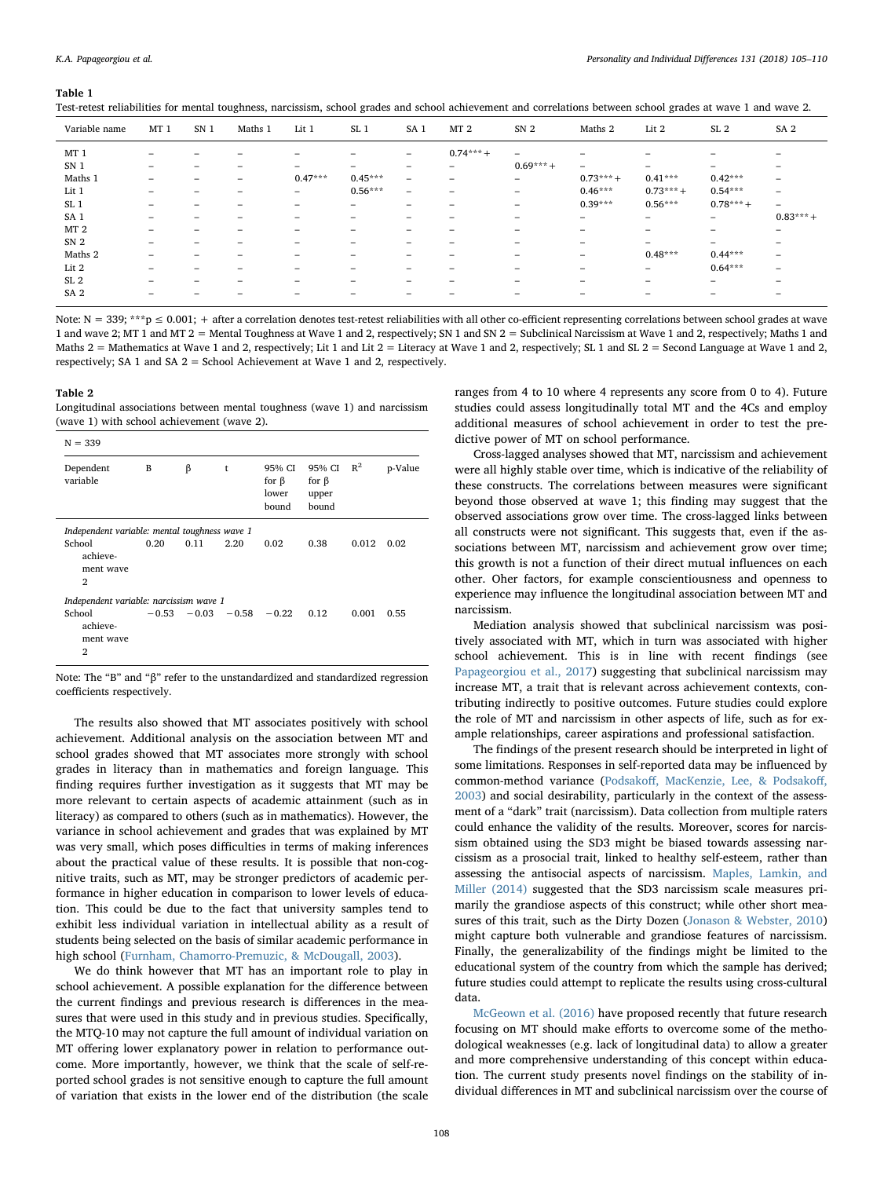**Table 1**

Test-retest reliabilities for mental toughness, narcissism, school grades and school achievement and correlations between school grades at wave 1 and wave 2.

| Variable name | MT 1 | SN 1 | Maths 1 | Lit 1 | SL 1 | SA 1 | MT 2 | SN 2 | Maths 2 | Lit 2 | SL 2 | SA 2 |
|---|---|---|---|---|---|---|---|---|---|---|---|---|
| MT 1 | – | – | – | – | – | – | 0.74***+ | – | – | – | – | – |
| SN 1 | – | – | – | – | – | – | – | 0.69***+ | – | – | – | – |
| Maths 1 | – | – | – | 0.47*** | 0.45*** | – | – | – | 0.73***+ | 0.41*** | 0.42*** | – |
| Lit 1 | – | – | – | – | 0.56*** | – | – | – | 0.46*** | 0.73***+ | 0.54*** | – |
| SL 1 | – | – | – | – | – | – | – | – | 0.39*** | 0.56*** | 0.78***+ | – |
| SA 1 | – | – | – | – | – | – | – | – | – | – | – | 0.83***+ |
| MT 2 | – | – | – | – | – | – | – | – | – | – | – | – |
| SN 2 | – | – | – | – | – | – | – | – | – | – | – | – |
| Maths 2 | – | – | – | – | – | – | – | – | – | 0.48*** | 0.44*** | – |
| Lit 2 | – | – | – | – | – | – | – | – | – | – | 0.64*** | – |
| SL 2 | – | – | – | – | – | – | – | – | – | – | – | – |
| SA 2 | – | – | – | – | – | – | – | – | – | – | – | – |

Note: N = 339; ***p ≤ 0.001; + after a correlation denotes test-retest reliabilities with all other co-efficient representing correlations between school grades at wave 1 and wave 2; MT 1 and MT 2 = Mental Toughness at Wave 1 and 2, respectively; SN 1 and SN 2 = Subclinical Narcissism at Wave 1 and 2, respectively; Maths 1 and Maths 2 = Mathematics at Wave 1 and 2, respectively; Lit 1 and Lit 2 = Literacy at Wave 1 and 2, respectively; SL 1 and SL 2 = Second Language at Wave 1 and 2, respectively; SA 1 and SA 2 = School Achievement at Wave 1 and 2, respectively.

**Table 2**

Longitudinal associations between mental toughness (wave 1) and narcissism (wave 1) with school achievement (wave 2).

| N = 339 | | | | | | | |
|---|---|---|---|---|---|---|---|
| Dependent variable | B | β | t | 95% CI for β lower bound | 95% CI for β upper bound | $R^2$ | p-Value |
| *Independent variable: mental toughness wave 1* | | | | | | | |
| School achievement wave 2 | 0.20 | 0.11 | 2.20 | 0.02 | 0.38 | 0.012 | 0.02 |
| *Independent variable: narcissism wave 1* | | | | | | | |
| School achievement wave 2 | −0.53 | −0.03 | −0.58 | −0.22 | 0.12 | 0.001 | 0.55 |

Note: The "B" and "β" refer to the unstandardized and standardized regression coefficients respectively.

The results also showed that MT associates positively with school achievement. Additional analysis on the association between MT and school grades showed that MT associates more strongly with school grades in literacy than in mathematics and foreign language. This finding requires further investigation as it suggests that MT may be more relevant to certain aspects of academic attainment (such as in literacy) as compared to others (such as in mathematics). However, the variance in school achievement and grades that was explained by MT was very small, which poses difficulties in terms of making inferences about the practical value of these results. It is possible that non-cognitive traits, such as MT, may be stronger predictors of academic performance in higher education in comparison to lower levels of education. This could be due to the fact that university samples tend to exhibit less individual variation in intellectual ability as a result of students being selected on the basis of similar academic performance in high school (Furnham, Chamorro-Premuzic, & McDougall, 2003).

We do think however that MT has an important role to play in school achievement. A possible explanation for the difference between the current findings and previous research is differences in the measures that were used in this study and in previous studies. Specifically, the MTQ-10 may not capture the full amount of individual variation on MT offering lower explanatory power in relation to performance outcome. More importantly, however, we think that the scale of self-reported school grades is not sensitive enough to capture the full amount of variation that exists in the lower end of the distribution (the scale ranges from 4 to 10 where 4 represents any score from 0 to 4). Future studies could assess longitudinally total MT and the 4Cs and employ additional measures of school achievement in order to test the predictive power of MT on school performance.

Cross-lagged analyses showed that MT, narcissism and achievement were all highly stable over time, which is indicative of the reliability of these constructs. The correlations between measures were significant beyond those observed at wave 1; this finding may suggest that the observed associations grow over time. The cross-lagged links between all constructs were not significant. This suggests that, even if the associations between MT, narcissism and achievement grow over time; this growth is not a function of their direct mutual influences on each other. Other factors, for example conscientiousness and openness to experience may influence the longitudinal association between MT and narcissism.

Mediation analysis showed that subclinical narcissism was positively associated with MT, which in turn was associated with higher school achievement. This is in line with recent findings (see Papageorgiou et al., 2017) suggesting that subclinical narcissism may increase MT, a trait that is relevant across achievement contexts, contributing indirectly to positive outcomes. Future studies could explore the role of MT and narcissism in other aspects of life, such as for example relationships, career aspirations and professional satisfaction.

The findings of the present research should be interpreted in light of some limitations. Responses in self-reported data may be influenced by common-method variance (Podsakoff, MacKenzie, Lee, & Podsakoff, 2003) and social desirability, particularly in the context of the assessment of a "dark" trait (narcissism). Data collection from multiple raters could enhance the validity of the results. Moreover, scores for narcissism obtained using the SD3 might be biased towards assessing narcissism as a prosocial trait, linked to healthy self-esteem, rather than assessing the antisocial aspects of narcissism. Maples, Lamkin, and Miller (2014) suggested that the SD3 narcissism scale measures primarily the grandiose aspects of this construct; while other short measures of this trait, such as the Dirty Dozen (Jonason & Webster, 2010) might capture both vulnerable and grandiose features of narcissism. Finally, the generalizability of the findings might be limited to the educational system of the country from which the sample has derived; future studies could attempt to replicate the results using cross-cultural data.

McGeown et al. (2016) have proposed recently that future research focusing on MT should make efforts to overcome some of the methodological weaknesses (e.g. lack of longitudinal data) to allow a greater and more comprehensive understanding of this concept within education. The current study presents novel findings on the stability of individual differences in MT and subclinical narcissism over the course of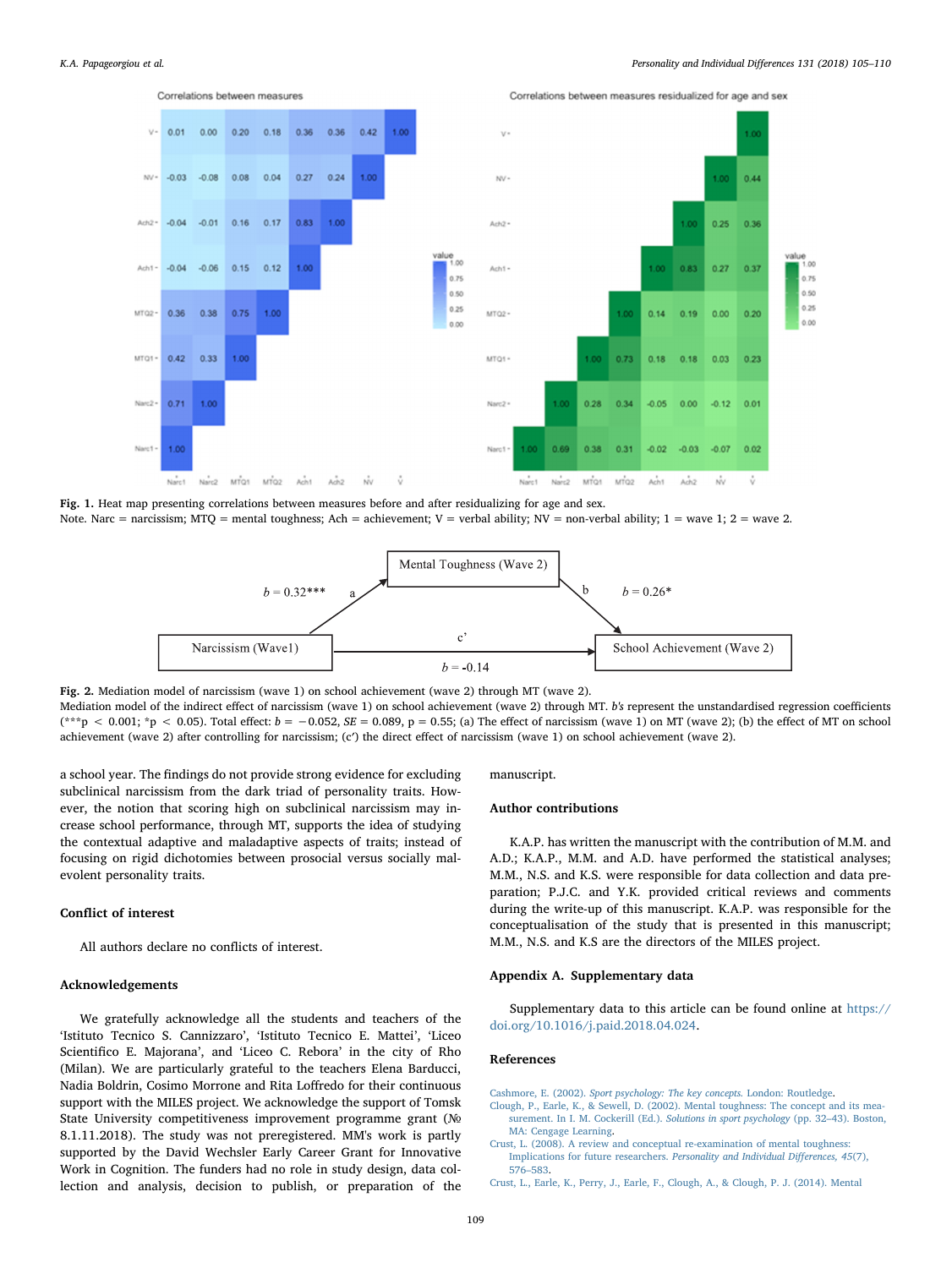Fig. 1. Heat map presenting correlations between measures before and after residualizing for age and sex.
Note. Narc = narcissism; MTQ = mental toughness; Ach = achievement; V = verbal ability; NV = non-verbal ability; 1 = wave 1; 2 = wave 2.

Fig. 2. Mediation model of narcissism (wave 1) on school achievement (wave 2) through MT (wave 2).
Mediation model of the indirect effect of narcissism (wave 1) on school achievement (wave 2) through MT. *b's* represent the unstandardised regression coefficients (***p < 0.001; *p < 0.05). Total effect: $b = -0.052$, $SE = 0.089$, $p = 0.55$; (a) The effect of narcissism (wave 1) on MT (wave 2); (b) the effect of MT on school achievement (wave 2) after controlling for narcissism; (c′) the direct effect of narcissism (wave 1) on school achievement (wave 2).

a school year. The findings do not provide strong evidence for excluding subclinical narcissism from the dark triad of personality traits. However, the notion that scoring high on subclinical narcissism may increase school performance, through MT, supports the idea of studying the contextual adaptive and maladaptive aspects of traits; instead of focusing on rigid dichotomies between prosocial versus socially malevolent personality traits.

## Conflict of interest

All authors declare no conflicts of interest.

## Acknowledgements

We gratefully acknowledge all the students and teachers of the 'Istituto Tecnico S. Cannizzaro', 'Istituto Tecnico E. Mattei', 'Liceo Scientifico E. Majorana', and 'Liceo C. Rebora' in the city of Rho (Milan). We are particularly grateful to the teachers Elena Barducci, Nadia Boldrin, Cosimo Morrone and Rita Loffredo for their continuous support with the MILES project. We acknowledge the support of Tomsk State University competitiveness improvement programme grant (№ 8.1.11.2018). The study was not preregistered. MM's work is partly supported by the David Wechsler Early Career Grant for Innovative Work in Cognition. The funders had no role in study design, data collection and analysis, decision to publish, or preparation of the manuscript.

## Author contributions

K.A.P. has written the manuscript with the contribution of M.M. and A.D.; K.A.P., M.M. and A.D. have performed the statistical analyses; M.M., N.S. and K.S. were responsible for data collection and data preparation; P.J.C. and Y.K. provided critical reviews and comments during the write-up of this manuscript. K.A.P. was responsible for the conceptualisation of the study that is presented in this manuscript; M.M., N.S. and K.S are the directors of the MILES project.

## Appendix A. Supplementary data

Supplementary data to this article can be found online at https://doi.org/10.1016/j.paid.2018.04.024.

## References

Cashmore, E. (2002). *Sport psychology: The key concepts*. London: Routledge.

Clough, P., Earle, K., & Sewell, D. (2002). Mental toughness: The concept and its measurement. In I. M. Cockerill (Ed.). *Solutions in sport psychology* (pp. 32–43). Boston, MA: Cengage Learning.

Crust, L. (2008). A review and conceptual re-examination of mental toughness: Implications for future researchers. *Personality and Individual Differences, 45*(7), 576–583.

Crust, L., Earle, K., Perry, J., Earle, F., Clough, A., & Clough, P. J. (2014). Mental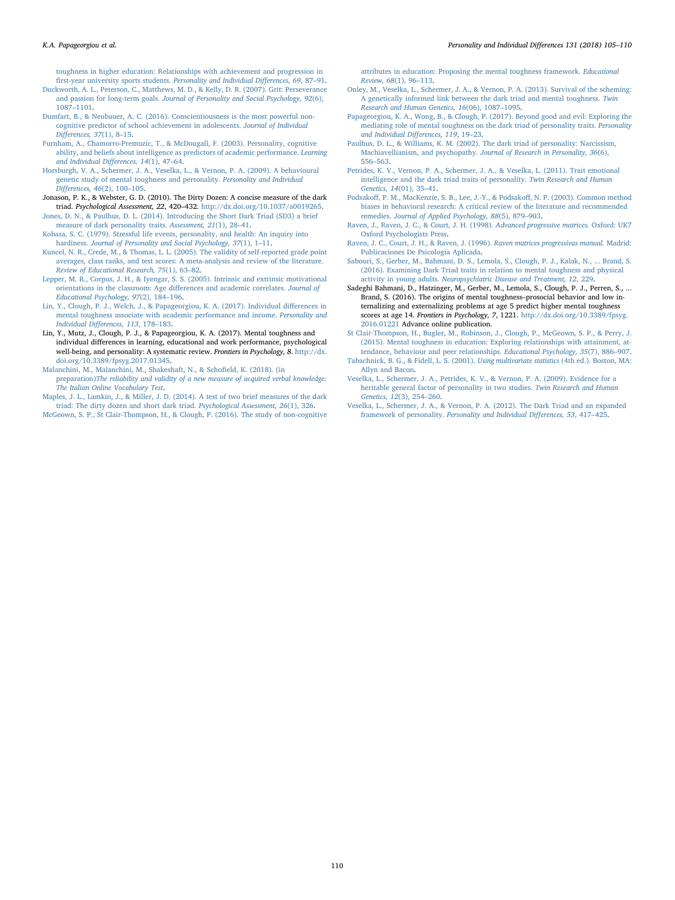toughness in higher education: Relationships with achievement and progression in first-year university sports students. *Personality and Individual Differences, 69*, 87–91.

Duckworth, A. L., Peterson, C., Matthews, M. D., & Kelly, D. R. (2007). Grit: Perseverance and passion for long-term goals. *Journal of Personality and Social Psychology, 92*(6), 1087–1101.

Dumfart, B., & Neubauer, A. C. (2016). Conscientiousness is the most powerful non-cognitive predictor of school achievement in adolescents. *Journal of Individual Differences, 37*(1), 8–15.

Furnham, A., Chamorro-Premuzic, T., & McDougall, F. (2003). Personality, cognitive ability, and beliefs about intelligence as predictors of academic performance. *Learning and Individual Differences, 14*(1), 47–64.

Horsburgh, V. A., Schermer, J. A., Veselka, L., & Vernon, P. A. (2009). A behavioural genetic study of mental toughness and personality. *Personality and Individual Differences, 46*(2), 100–105.

Jonason, P. K., & Webster, G. D. (2010). The Dirty Dozen: A concise measure of the dark triad. *Psychological Assessment, 22*, 420–432. http://dx.doi.org/10.1037/a0019265.

Jones, D. N., & Paulhus, D. L. (2014). Introducing the Short Dark Triad (SD3) a brief measure of dark personality traits. *Assessment, 21*(1), 28–41.

Kobasa, S. C. (1979). Stressful life events, personality, and health: An inquiry into hardiness. *Journal of Personality and Social Psychology, 37*(1), 1–11.

Kuncel, N. R., Crede, M., & Thomas, L. L. (2005). The validity of self-reported grade point averages, class ranks, and test scores: A meta-analysis and review of the literature. *Review of Educational Research, 75*(1), 63–82.

Lepper, M. R., Corpus, J. H., & Iyengar, S. S. (2005). Intrinsic and extrinsic motivational orientations in the classroom: Age differences and academic correlates. *Journal of Educational Psychology, 97*(2), 184–196.

Lin, Y., Clough, P. J., Welch, J., & Papageorgiou, K. A. (2017). Individual differences in mental toughness associate with academic performance and income. *Personality and Individual Differences, 113*, 178–183.

Lin, Y., Mutz, J., Clough, P. J., & Papageorgiou, K. A. (2017). Mental toughness and individual differences in learning, educational and work performance, psychological well-being, and personality: A systematic review. *Frontiers in Psychology, 8*. http://dx.doi.org/10.3389/fpsyg.2017.01345.

Malanchini, M., Malanchini, M., Shakeshaft, N., & Schofield, K. (2018). (in preparation)*The reliability and validity of a new measure of acquired verbal knowledge: The Italian Online Vocabulary Test*.

Maples, J. L., Lamkin, J., & Miller, J. D. (2014). A test of two brief measures of the dark triad: The dirty dozen and short dark triad. *Psychological Assessment, 26*(1), 326.

McGeown, S. P., St Clair-Thompson, H., & Clough, P. (2016). The study of non-cognitive attributes in education: Proposing the mental toughness framework. *Educational Review, 68*(1), 96–113.

Onley, M., Veselka, L., Schermer, J. A., & Vernon, P. A. (2013). Survival of the scheming: A genetically informed link between the dark triad and mental toughness. *Twin Research and Human Genetics, 16*(06), 1087–1095.

Papageorgiou, K. A., Wong, B., & Clough, P. (2017). Beyond good and evil: Exploring the mediating role of mental toughness on the dark triad of personality traits. *Personality and Individual Differences, 119*, 19–23.

Paulhus, D. L., & Williams, K. M. (2002). The dark triad of personality: Narcissism, Machiavellianism, and psychopathy. *Journal of Research in Personality, 36*(6), 556–563.

Petrides, K. V., Vernon, P. A., Schermer, J. A., & Veselka, L. (2011). Trait emotional intelligence and the dark triad traits of personality. *Twin Research and Human Genetics, 14*(01), 35–41.

Podsakoff, P. M., MacKenzie, S. B., Lee, J.-Y., & Podsakoff, N. P. (2003). Common method biases in behavioral research: A critical review of the literature and recommended remedies. *Journal of Applied Psychology, 88*(5), 879–903.

Raven, J., Raven, J. C., & Court, J. H. (1998). *Advanced progressive matrices.* Oxford: UK7 Oxford Psychologists Press.

Raven, J. C., Court, J. H., & Raven, J. (1996). *Raven matrices progressivas manual.* Madrid: Publicaciones De Psicologia Aplicada.

Sabouri, S., Gerber, M., Bahmani, D. S., Lemola, S., Clough, P. J., Kalak, N., ... Brand, S. (2016). Examining Dark Triad traits in relation to mental toughness and physical activity in young adults. *Neuropsychiatric Disease and Treatment, 12*, 229.

Sadeghi Bahmani, D., Hatzinger, M., Gerber, M., Lemola, S., Clough, P. J., Perren, S., ... Brand, S. (2016). The origins of mental toughness–prosocial behavior and low internalizing and externalizing problems at age 5 predict higher mental toughness scores at age 14. *Frontiers in Psychology, 7*, 1221. http://dx.doi.org/10.3389/fpsyg.2016.01221 Advance online publication.

St Clair-Thompson, H., Bugler, M., Robinson, J., Clough, P., McGeown, S. P., & Perry, J. (2015). Mental toughness in education: Exploring relationships with attainment, attendance, behaviour and peer relationships. *Educational Psychology, 35*(7), 886–907.

Tabachnick, B. G., & Fidell, L. S. (2001). *Using multivariate statistics* (4th ed.). Boston, MA: Allyn and Bacon.

Veselka, L., Schermer, J. A., Petrides, K. V., & Vernon, P. A. (2009). Evidence for a heritable general factor of personality in two studies. *Twin Research and Human Genetics, 12*(3), 254–260.

Veselka, L., Schermer, J. A., & Vernon, P. A. (2012). The Dark Triad and an expanded framework of personality. *Personality and Individual Differences, 53*, 417–425.